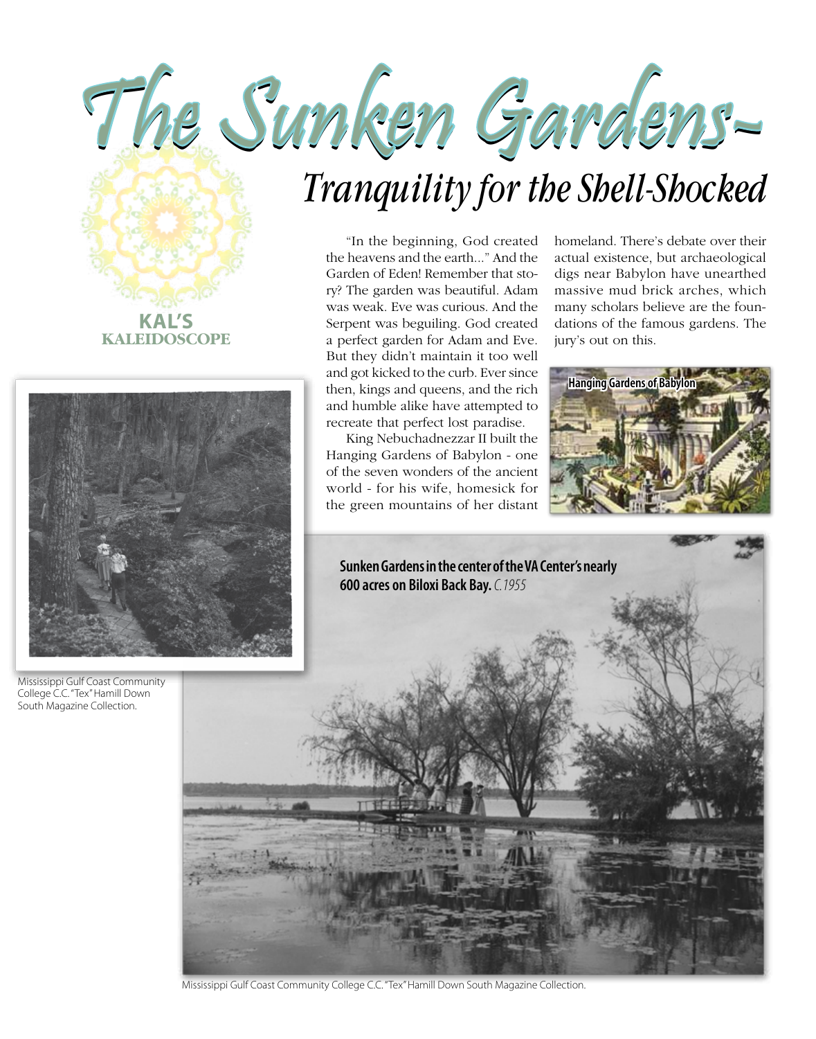# The Sunken Gardens~

## *Tranquility for the Shell-Shocked*

**KAL'S KALEIDOSCOPE**

"In the beginning, God created the heavens and the earth..." And the Garden of Eden! Remember that story? The garden was beautiful. Adam was weak. Eve was curious. And the Serpent was beguiling. God created a perfect garden for Adam and Eve. But they didn't maintain it too well and got kicked to the curb. Ever since then, kings and queens, and the rich and humble alike have attempted to recreate that perfect lost paradise.

King Nebuchadnezzar II built the Hanging Gardens of Babylon - one of the seven wonders of the ancient world - for his wife, homesick for the green mountains of her distant homeland. There's debate over their actual existence, but archaeological digs near Babylon have unearthed massive mud brick arches, which many scholars believe are the foundations of the famous gardens. The jury's out on this.

Hanging Gardens of Babylon

Mississippi Gulf Coast Community College C.C. "Tex" Hamill Down South Magazine Collection.

**Sunken Gardens in the center of the VA Center's nearly 600 acres on Biloxi Back Bay.** *C.1955*

Mississippi Gulf Coast Community College C.C. "Tex" Hamill Down South Magazine Collection.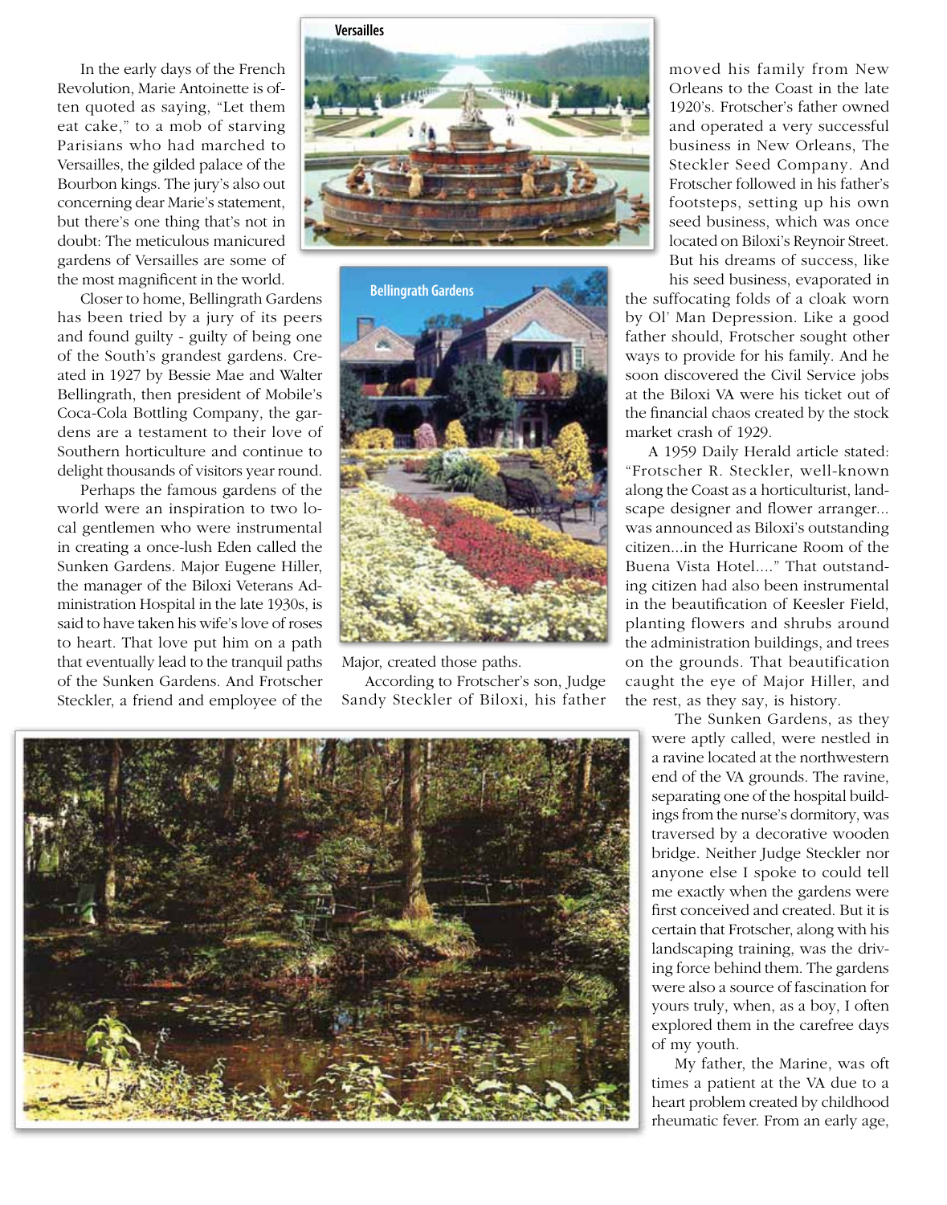In the early days of the French Revolution, Marie Antoinette is often quoted as saying, "Let them eat cake," to a mob of starving Parisians who had marched to Versailles, the gilded palace of the Bourbon kings. The jury's also out concerning dear Marie's statement, but there's one thing that's not in doubt: The meticulous manicured gardens of Versailles are some of the most magnificent in the world.

Versailles

Closer to home, Bellingrath Gardens has been tried by a jury of its peers and found guilty - guilty of being one of the South's grandest gardens. Created in 1927 by Bessie Mae and Walter Bellingrath, then president of Mobile's Coca-Cola Bottling Company, the gardens are a testament to their love of Southern horticulture and continue to delight thousands of visitors year round.

Bellingrath Gardens

Perhaps the famous gardens of the world were an inspiration to two local gentlemen who were instrumental in creating a once-lush Eden called the Sunken Gardens. Major Eugene Hiller, the manager of the Biloxi Veterans Administration Hospital in the late 1930s, is said to have taken his wife's love of roses to heart. That love put him on a path that eventually lead to the tranquil paths of the Sunken Gardens. And Frotscher Steckler, a friend and employee of the Major, created those paths.

According to Frotscher's son, Judge Sandy Steckler of Biloxi, his father moved his family from New Orleans to the Coast in the late 1920's. Frotscher's father owned and operated a very successful business in New Orleans, The Steckler Seed Company. And Frotscher followed in his father's footsteps, setting up his own seed business, which was once located on Biloxi's Reynoir Street. But his dreams of success, like his seed business, evaporated in the suffocating folds of a cloak worn by Ol' Man Depression. Like a good father should, Frotscher sought other ways to provide for his family. And he soon discovered the Civil Service jobs at the Biloxi VA were his ticket out of the financial chaos created by the stock market crash of 1929.

A 1959 Daily Herald article stated: "Frotscher R. Steckler, well-known along the Coast as a horticulturist, landscape designer and flower arranger... was announced as Biloxi's outstanding citizen...in the Hurricane Room of the Buena Vista Hotel...." That outstanding citizen had also been instrumental in the beautification of Keesler Field, planting flowers and shrubs around the administration buildings, and trees on the grounds. That beautification caught the eye of Major Hiller, and the rest, as they say, is history.

The Sunken Gardens, as they were aptly called, were nestled in a ravine located at the northwestern end of the VA grounds. The ravine, separating one of the hospital buildings from the nurse's dormitory, was traversed by a decorative wooden bridge. Neither Judge Steckler nor anyone else I spoke to could tell me exactly when the gardens were first conceived and created. But it is certain that Frotscher, along with his landscaping training, was the driving force behind them. The gardens were also a source of fascination for yours truly, when, as a boy, I often explored them in the carefree days of my youth.

My father, the Marine, was oft times a patient at the VA due to a heart problem created by childhood rheumatic fever. From an early age,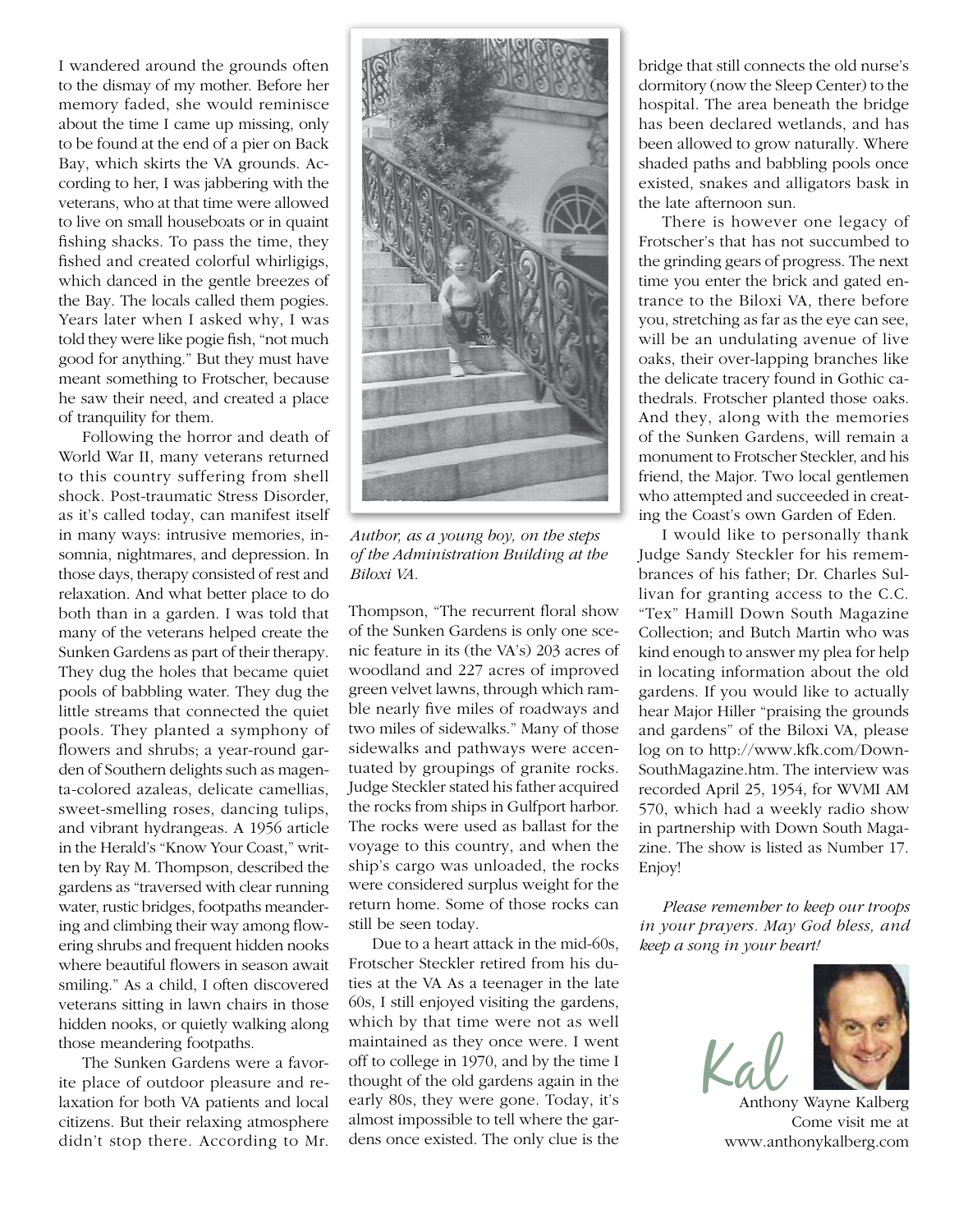I wandered around the grounds often to the dismay of my mother. Before her memory faded, she would reminisce about the time I came up missing, only to be found at the end of a pier on Back Bay, which skirts the VA grounds. According to her, I was jabbering with the veterans, who at that time were allowed to live on small houseboats or in quaint fishing shacks. To pass the time, they fished and created colorful whirligigs, which danced in the gentle breezes of the Bay. The locals called them pogies. Years later when I asked why, I was told they were like pogie fish, "not much good for anything." But they must have meant something to Frotscher, because he saw their need, and created a place of tranquility for them.

Following the horror and death of World War II, many veterans returned to this country suffering from shell shock. Post-traumatic Stress Disorder, as it's called today, can manifest itself in many ways: intrusive memories, insomnia, nightmares, and depression. In those days, therapy consisted of rest and relaxation. And what better place to do both than in a garden. I was told that many of the veterans helped create the Sunken Gardens as part of their therapy. They dug the holes that became quiet pools of babbling water. They dug the little streams that connected the quiet pools. They planted a symphony of flowers and shrubs; a year-round garden of Southern delights such as magenta-colored azaleas, delicate camellias, sweet-smelling roses, dancing tulips, and vibrant hydrangeas. A 1956 article in the Herald's "Know Your Coast," written by Ray M. Thompson, described the gardens as "traversed with clear running water, rustic bridges, footpaths meandering and climbing their way among flowering shrubs and frequent hidden nooks where beautiful flowers in season await smiling." As a child, I often discovered veterans sitting in lawn chairs in those hidden nooks, or quietly walking along those meandering footpaths.

The Sunken Gardens were a favorite place of outdoor pleasure and relaxation for both VA patients and local citizens. But their relaxing atmosphere didn't stop there. According to Mr. Thompson, "The recurrent floral show of the Sunken Gardens is only one scenic feature in its (the VA's) 203 acres of woodland and 227 acres of improved green velvet lawns, through which ramble nearly five miles of roadways and two miles of sidewalks." Many of those sidewalks and pathways were accentuated by groupings of granite rocks. Judge Steckler stated his father acquired the rocks from ships in Gulfport harbor. The rocks were used as ballast for the voyage to this country, and when the ship's cargo was unloaded, the rocks were considered surplus weight for the return home. Some of those rocks can still be seen today.

*Author, as a young boy, on the steps of the Administration Building at the Biloxi VA.*

Due to a heart attack in the mid-60s, Frotscher Steckler retired from his duties at the VA As a teenager in the late 60s, I still enjoyed visiting the gardens, which by that time were not as well maintained as they once were. I went off to college in 1970, and by the time I thought of the old gardens again in the early 80s, they were gone. Today, it's almost impossible to tell where the gardens once existed. The only clue is the bridge that still connects the old nurse's dormitory (now the Sleep Center) to the hospital. The area beneath the bridge has been declared wetlands, and has been allowed to grow naturally. Where shaded paths and babbling pools once existed, snakes and alligators bask in the late afternoon sun.

There is however one legacy of Frotscher's that has not succumbed to the grinding gears of progress. The next time you enter the brick and gated entrance to the Biloxi VA, there before you, stretching as far as the eye can see, will be an undulating avenue of live oaks, their over-lapping branches like the delicate tracery found in Gothic cathedrals. Frotscher planted those oaks. And they, along with the memories of the Sunken Gardens, will remain a monument to Frotscher Steckler, and his friend, the Major. Two local gentlemen who attempted and succeeded in creating the Coast's own Garden of Eden.

I would like to personally thank Judge Sandy Steckler for his remembrances of his father; Dr. Charles Sullivan for granting access to the C.C. "Tex" Hamill Down South Magazine Collection; and Butch Martin who was kind enough to answer my plea for help in locating information about the old gardens. If you would like to actually hear Major Hiller "praising the grounds and gardens" of the Biloxi VA, please log on to http://www.kfk.com/DownSouthMagazine.htm. The interview was recorded April 25, 1954, for WVMI AM 570, which had a weekly radio show in partnership with Down South Magazine. The show is listed as Number 17. Enjoy!

*Please remember to keep our troops in your prayers. May God bless, and keep a song in your heart!*

Kal

Anthony Wayne Kalberg
Come visit me at
www.anthonykalberg.com